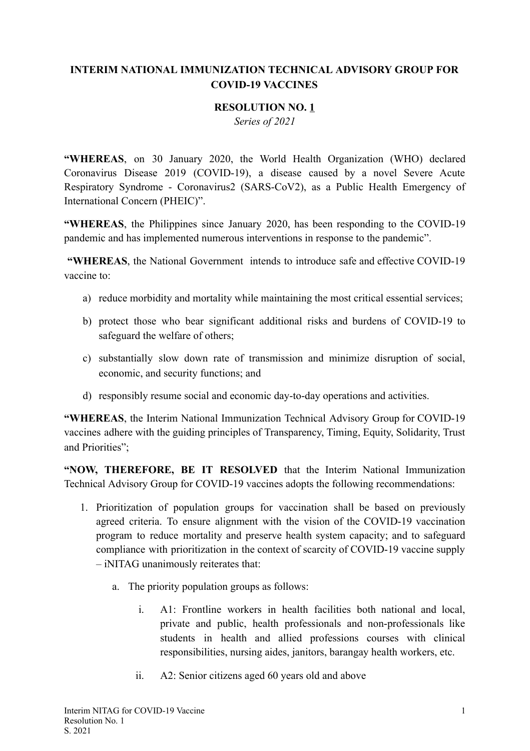**INTERIM NATIONAL IMMUNIZATION TECHNICAL ADVISORY GROUP FOR COVID-19 VACCINES**

**RESOLUTION NO. 1**
*Series of 2021*

**"WHEREAS**, on 30 January 2020, the World Health Organization (WHO) declared Coronavirus Disease 2019 (COVID-19), a disease caused by a novel Severe Acute Respiratory Syndrome - Coronavirus2 (SARS-CoV2), as a Public Health Emergency of International Concern (PHEIC)".

**"WHEREAS**, the Philippines since January 2020, has been responding to the COVID-19 pandemic and has implemented numerous interventions in response to the pandemic".

**"WHEREAS**, the National Government intends to introduce safe and effective COVID-19 vaccine to:

a) reduce morbidity and mortality while maintaining the most critical essential services;
b) protect those who bear significant additional risks and burdens of COVID-19 to safeguard the welfare of others;
c) substantially slow down rate of transmission and minimize disruption of social, economic, and security functions; and
d) responsibly resume social and economic day-to-day operations and activities.

**"WHEREAS**, the Interim National Immunization Technical Advisory Group for COVID-19 vaccines adhere with the guiding principles of Transparency, Timing, Equity, Solidarity, Trust and Priorities";

**"NOW, THEREFORE, BE IT RESOLVED** that the Interim National Immunization Technical Advisory Group for COVID-19 vaccines adopts the following recommendations:

1. Prioritization of population groups for vaccination shall be based on previously agreed criteria. To ensure alignment with the vision of the COVID-19 vaccination program to reduce mortality and preserve health system capacity; and to safeguard compliance with prioritization in the context of scarcity of COVID-19 vaccine supply – iNITAG unanimously reiterates that:

    a. The priority population groups as follows:

        i. A1: Frontline workers in health facilities both national and local, private and public, health professionals and non-professionals like students in health and allied professions courses with clinical responsibilities, nursing aides, janitors, barangay health workers, etc.

        ii. A2: Senior citizens aged 60 years old and above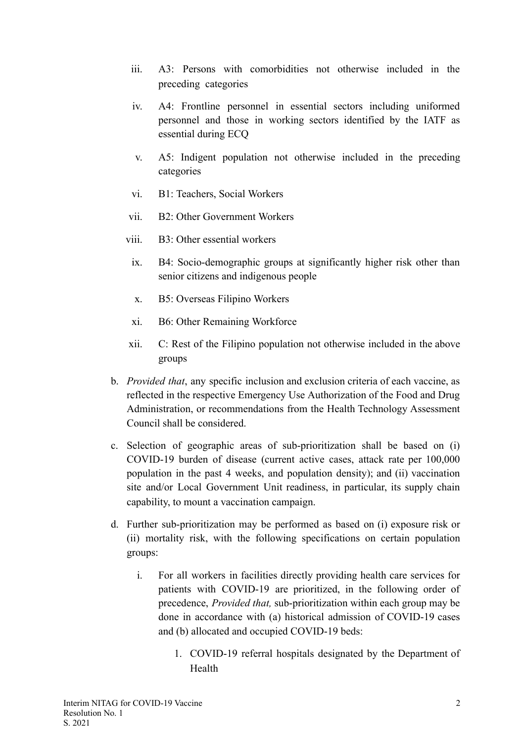iii. A3: Persons with comorbidities not otherwise included in the preceding categories

iv. A4: Frontline personnel in essential sectors including uniformed personnel and those in working sectors identified by the IATF as essential during ECQ

v. A5: Indigent population not otherwise included in the preceding categories

vi. B1: Teachers, Social Workers

vii. B2: Other Government Workers

viii. B3: Other essential workers

ix. B4: Socio-demographic groups at significantly higher risk other than senior citizens and indigenous people

x. B5: Overseas Filipino Workers

xi. B6: Other Remaining Workforce

xii. C: Rest of the Filipino population not otherwise included in the above groups

b. *Provided that*, any specific inclusion and exclusion criteria of each vaccine, as reflected in the respective Emergency Use Authorization of the Food and Drug Administration, or recommendations from the Health Technology Assessment Council shall be considered.

c. Selection of geographic areas of sub-prioritization shall be based on (i) COVID-19 burden of disease (current active cases, attack rate per 100,000 population in the past 4 weeks, and population density); and (ii) vaccination site and/or Local Government Unit readiness, in particular, its supply chain capability, to mount a vaccination campaign.

d. Further sub-prioritization may be performed as based on (i) exposure risk or (ii) mortality risk, with the following specifications on certain population groups:

   i. For all workers in facilities directly providing health care services for patients with COVID-19 are prioritized, in the following order of precedence, *Provided that,* sub-prioritization within each group may be done in accordance with (a) historical admission of COVID-19 cases and (b) allocated and occupied COVID-19 beds:

      1. COVID-19 referral hospitals designated by the Department of Health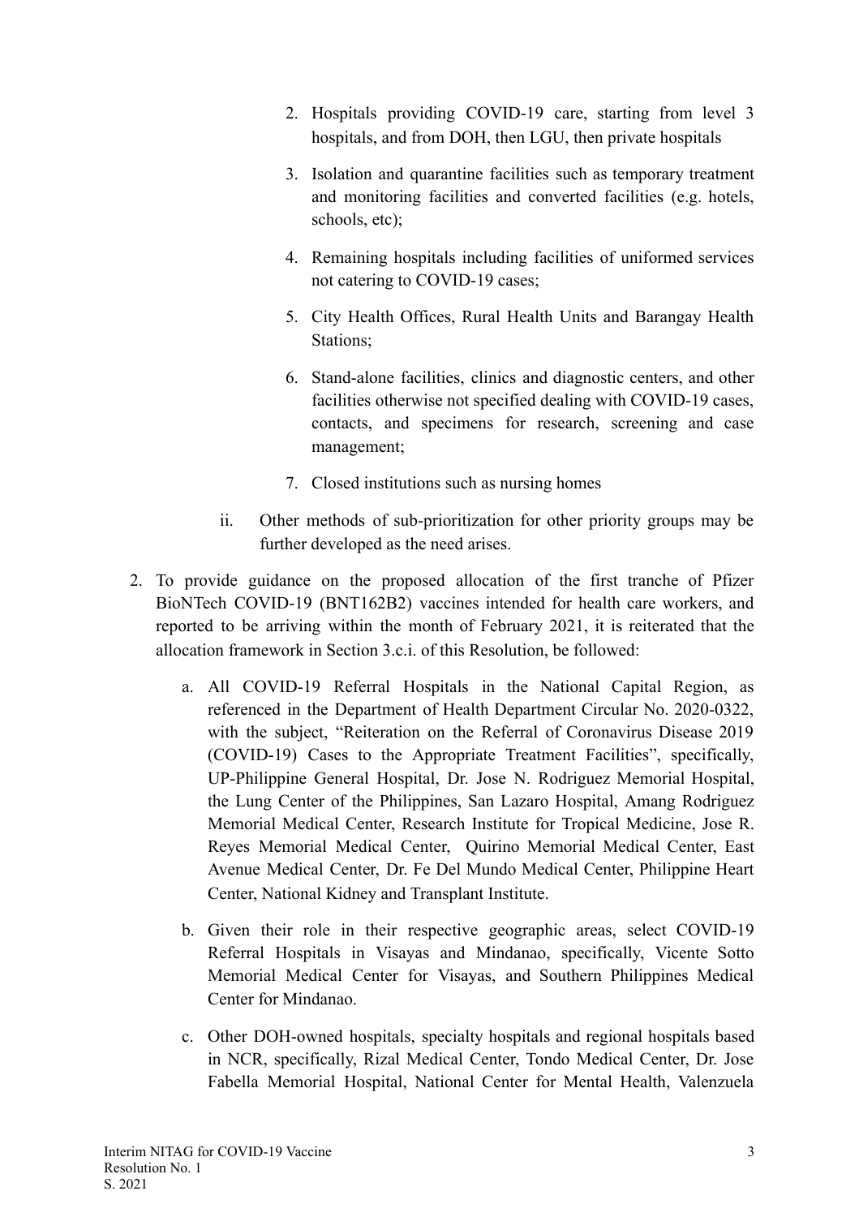2. Hospitals providing COVID-19 care, starting from level 3 hospitals, and from DOH, then LGU, then private hospitals
3. Isolation and quarantine facilities such as temporary treatment and monitoring facilities and converted facilities (e.g. hotels, schools, etc);
4. Remaining hospitals including facilities of uniformed services not catering to COVID-19 cases;
5. City Health Offices, Rural Health Units and Barangay Health Stations;
6. Stand-alone facilities, clinics and diagnostic centers, and other facilities otherwise not specified dealing with COVID-19 cases, contacts, and specimens for research, screening and case management;
7. Closed institutions such as nursing homes

ii. Other methods of sub-prioritization for other priority groups may be further developed as the need arises.

2. To provide guidance on the proposed allocation of the first tranche of Pfizer BioNTech COVID-19 (BNT162B2) vaccines intended for health care workers, and reported to be arriving within the month of February 2021, it is reiterated that the allocation framework in Section 3.c.i. of this Resolution, be followed:

   a. All COVID-19 Referral Hospitals in the National Capital Region, as referenced in the Department of Health Department Circular No. 2020-0322, with the subject, "Reiteration on the Referral of Coronavirus Disease 2019 (COVID-19) Cases to the Appropriate Treatment Facilities", specifically, UP-Philippine General Hospital, Dr. Jose N. Rodriguez Memorial Hospital, the Lung Center of the Philippines, San Lazaro Hospital, Amang Rodriguez Memorial Medical Center, Research Institute for Tropical Medicine, Jose R. Reyes Memorial Medical Center, Quirino Memorial Medical Center, East Avenue Medical Center, Dr. Fe Del Mundo Medical Center, Philippine Heart Center, National Kidney and Transplant Institute.

   b. Given their role in their respective geographic areas, select COVID-19 Referral Hospitals in Visayas and Mindanao, specifically, Vicente Sotto Memorial Medical Center for Visayas, and Southern Philippines Medical Center for Mindanao.

   c. Other DOH-owned hospitals, specialty hospitals and regional hospitals based in NCR, specifically, Rizal Medical Center, Tondo Medical Center, Dr. Jose Fabella Memorial Hospital, National Center for Mental Health, Valenzuela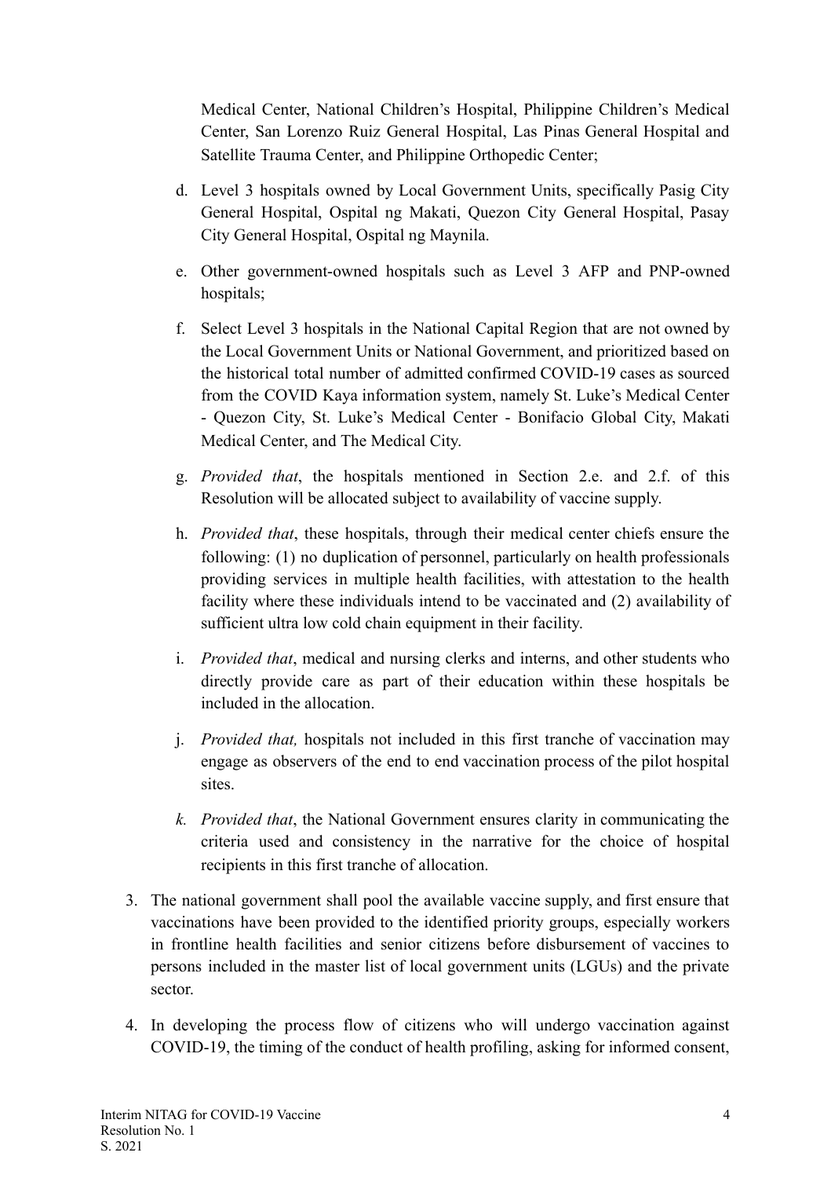Medical Center, National Children's Hospital, Philippine Children's Medical Center, San Lorenzo Ruiz General Hospital, Las Pinas General Hospital and Satellite Trauma Center, and Philippine Orthopedic Center;

   d. Level 3 hospitals owned by Local Government Units, specifically Pasig City General Hospital, Ospital ng Makati, Quezon City General Hospital, Pasay City General Hospital, Ospital ng Maynila.

   e. Other government-owned hospitals such as Level 3 AFP and PNP-owned hospitals;

   f. Select Level 3 hospitals in the National Capital Region that are not owned by the Local Government Units or National Government, and prioritized based on the historical total number of admitted confirmed COVID-19 cases as sourced from the COVID Kaya information system, namely St. Luke's Medical Center - Quezon City, St. Luke's Medical Center - Bonifacio Global City, Makati Medical Center, and The Medical City.

   g. *Provided that*, the hospitals mentioned in Section 2.e. and 2.f. of this Resolution will be allocated subject to availability of vaccine supply.

   h. *Provided that*, these hospitals, through their medical center chiefs ensure the following: (1) no duplication of personnel, particularly on health professionals providing services in multiple health facilities, with attestation to the health facility where these individuals intend to be vaccinated and (2) availability of sufficient ultra low cold chain equipment in their facility.

   i. *Provided that*, medical and nursing clerks and interns, and other students who directly provide care as part of their education within these hospitals be included in the allocation.

   j. *Provided that,* hospitals not included in this first tranche of vaccination may engage as observers of the end to end vaccination process of the pilot hospital sites.

   k. *Provided that*, the National Government ensures clarity in communicating the criteria used and consistency in the narrative for the choice of hospital recipients in this first tranche of allocation.

3. The national government shall pool the available vaccine supply, and first ensure that vaccinations have been provided to the identified priority groups, especially workers in frontline health facilities and senior citizens before disbursement of vaccines to persons included in the master list of local government units (LGUs) and the private sector.

4. In developing the process flow of citizens who will undergo vaccination against COVID-19, the timing of the conduct of health profiling, asking for informed consent,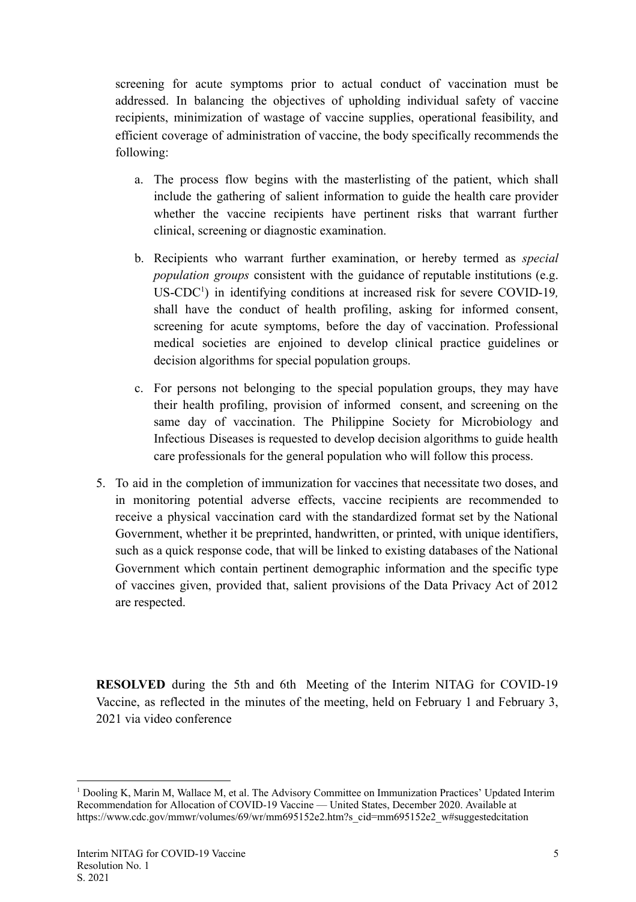screening for acute symptoms prior to actual conduct of vaccination must be addressed. In balancing the objectives of upholding individual safety of vaccine recipients, minimization of wastage of vaccine supplies, operational feasibility, and efficient coverage of administration of vaccine, the body specifically recommends the following:

a. The process flow begins with the masterlisting of the patient, which shall include the gathering of salient information to guide the health care provider whether the vaccine recipients have pertinent risks that warrant further clinical, screening or diagnostic examination.

b. Recipients who warrant further examination, or hereby termed as *special population groups* consistent with the guidance of reputable institutions (e.g. US-CDC[1]) in identifying conditions at increased risk for severe COVID-19, shall have the conduct of health profiling, asking for informed consent, screening for acute symptoms, before the day of vaccination. Professional medical societies are enjoined to develop clinical practice guidelines or decision algorithms for special population groups.

c. For persons not belonging to the special population groups, they may have their health profiling, provision of informed consent, and screening on the same day of vaccination. The Philippine Society for Microbiology and Infectious Diseases is requested to develop decision algorithms to guide health care professionals for the general population who will follow this process.

5. To aid in the completion of immunization for vaccines that necessitate two doses, and in monitoring potential adverse effects, vaccine recipients are recommended to receive a physical vaccination card with the standardized format set by the National Government, whether it be preprinted, handwritten, or printed, with unique identifiers, such as a quick response code, that will be linked to existing databases of the National Government which contain pertinent demographic information and the specific type of vaccines given, provided that, salient provisions of the Data Privacy Act of 2012 are respected.

**RESOLVED** during the 5th and 6th Meeting of the Interim NITAG for COVID-19 Vaccine, as reflected in the minutes of the meeting, held on February 1 and February 3, 2021 via video conference

[1] Dooling K, Marin M, Wallace M, et al. The Advisory Committee on Immunization Practices' Updated Interim Recommendation for Allocation of COVID-19 Vaccine — United States, December 2020. Available at https://www.cdc.gov/mmwr/volumes/69/wr/mm695152e2.htm?s_cid=mm695152e2_w#suggestedcitation

Interim NITAG for COVID-19 Vaccine
Resolution No. 1
S. 2021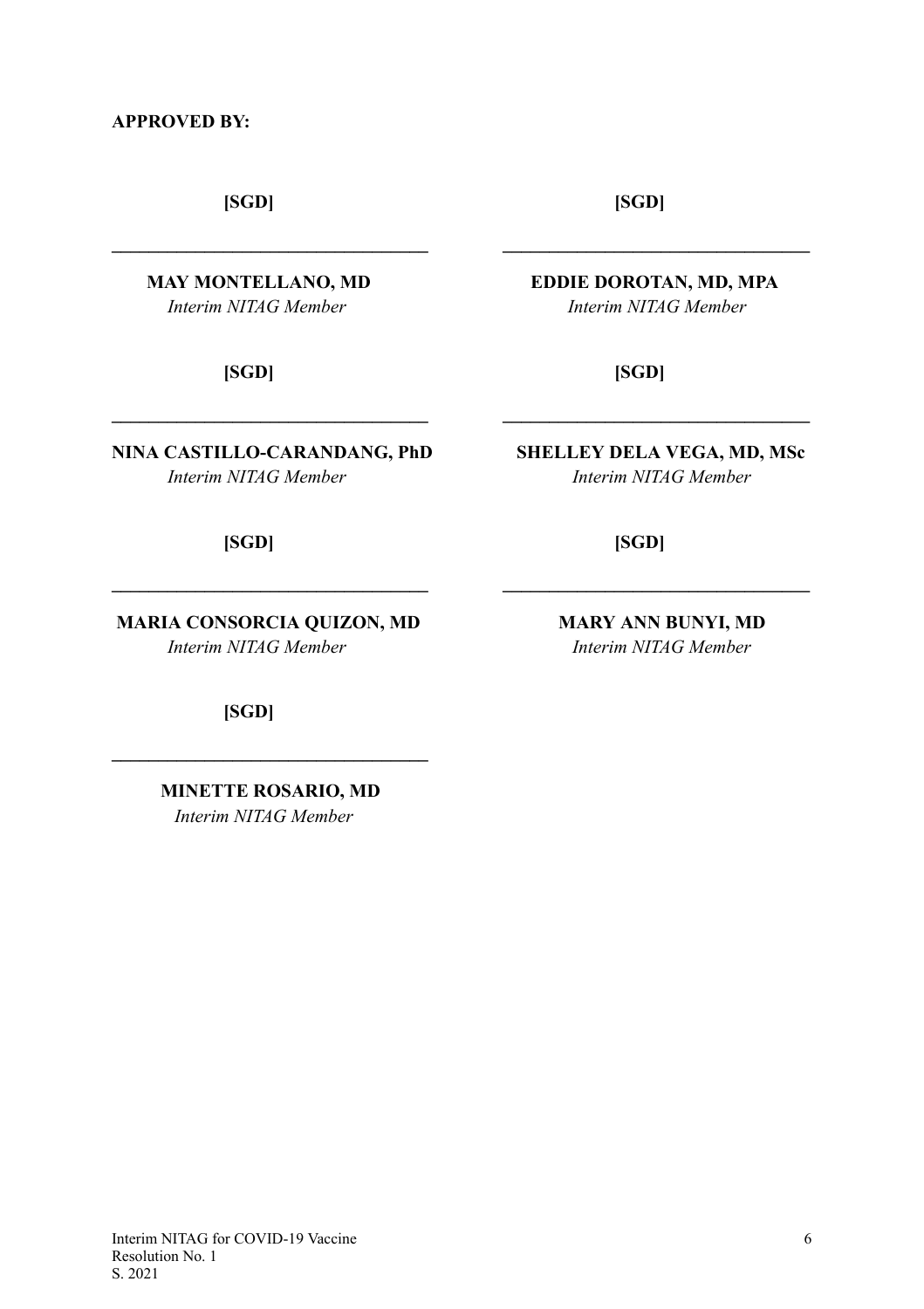**APPROVED BY:**

**[SGD]**

**MAY MONTELLANO, MD**
*Interim NITAG Member*

**[SGD]**

**EDDIE DOROTAN, MD, MPA**
*Interim NITAG Member*

**[SGD]**

**NINA CASTILLO-CARANDANG, PhD**
*Interim NITAG Member*

**[SGD]**

**SHELLEY DELA VEGA, MD, MSc**
*Interim NITAG Member*

**[SGD]**

**MARIA CONSORCIA QUIZON, MD**
*Interim NITAG Member*

**[SGD]**

**MARY ANN BUNYI, MD**
*Interim NITAG Member*

**[SGD]**

**MINETTE ROSARIO, MD**
*Interim NITAG Member*